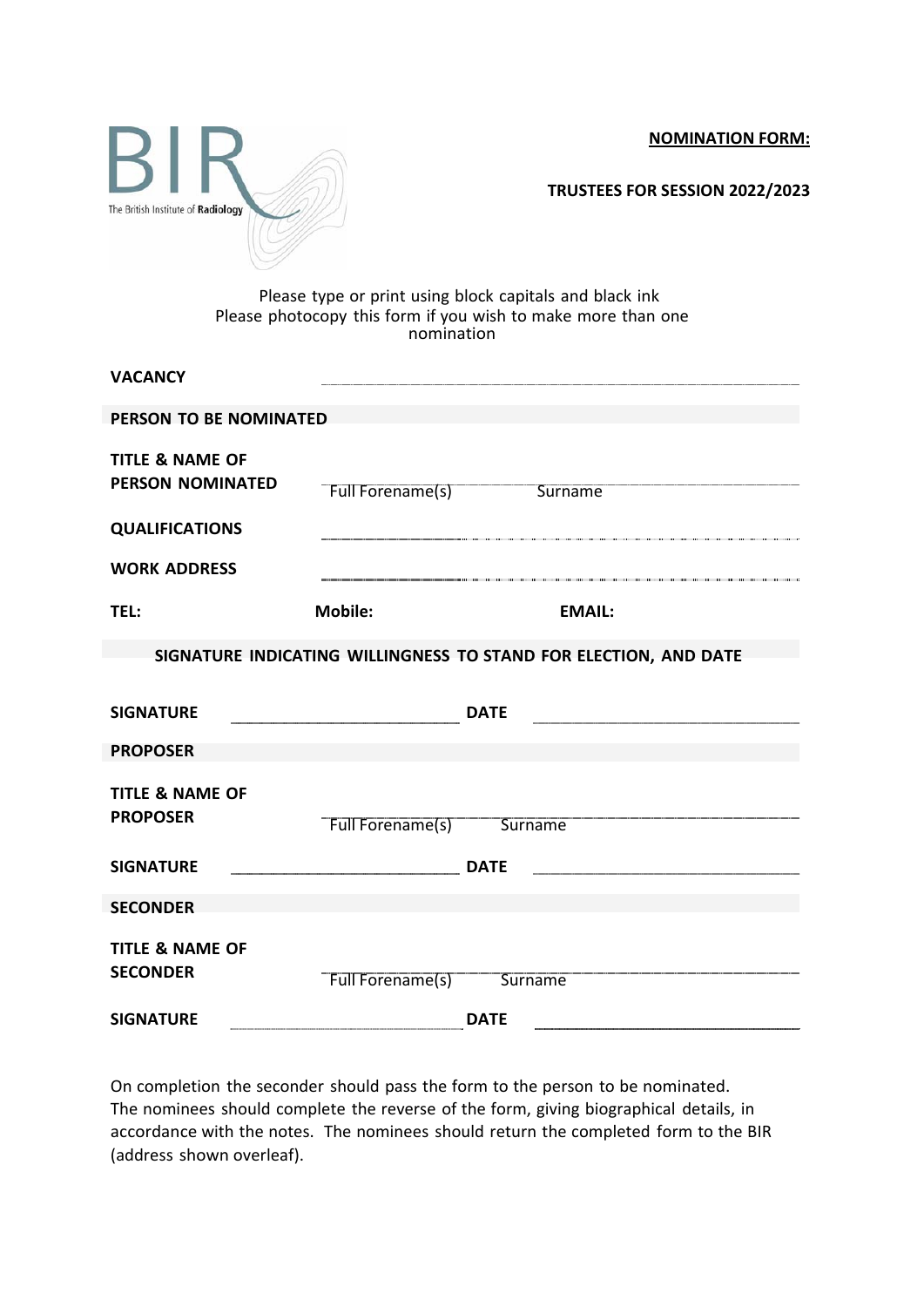BIR
The British Institute of Radiology

**NOMINATION FORM:**

**TRUSTEES FOR SESSION 2022/2023**

Please type or print using block capitals and black ink
Please photocopy this form if you wish to make more than one nomination

**VACANCY** ______________________________

**PERSON TO BE NOMINATED**

**TITLE & NAME OF PERSON NOMINATED** ______________________________
Full Forename(s) Surname

**QUALIFICATIONS** ______________________________

**WORK ADDRESS** ______________________________

**TEL:** **Mobile:** **EMAIL:**

**SIGNATURE INDICATING WILLINGNESS TO STAND FOR ELECTION, AND DATE**

**SIGNATURE** ____________________ **DATE** ____________________

**PROPOSER**

**TITLE & NAME OF PROPOSER** ______________________________
Full Forename(s) Surname

**SIGNATURE** ____________________ **DATE** ____________________

**SECONDER**

**TITLE & NAME OF SECONDER** ______________________________
Full Forename(s) Surname

**SIGNATURE** ____________________ **DATE** ____________________

On completion the seconder should pass the form to the person to be nominated. The nominees should complete the reverse of the form, giving biographical details, in accordance with the notes. The nominees should return the completed form to the BIR (address shown overleaf).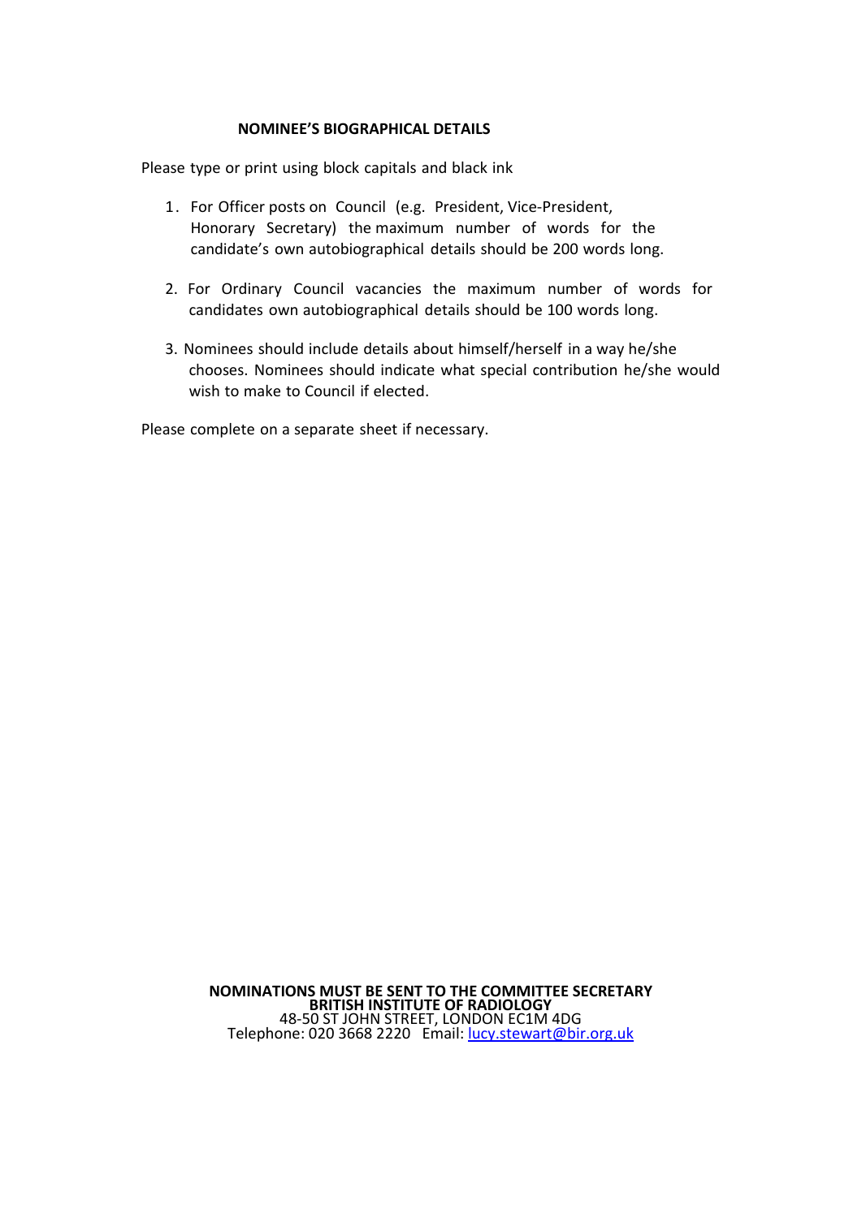**NOMINEE'S BIOGRAPHICAL DETAILS**

Please type or print using block capitals and black ink

1. For Officer posts on Council (e.g. President, Vice-President, Honorary Secretary) the maximum number of words for the candidate's own autobiographical details should be 200 words long.

2. For Ordinary Council vacancies the maximum number of words for candidates own autobiographical details should be 100 words long.

3. Nominees should include details about himself/herself in a way he/she chooses. Nominees should indicate what special contribution he/she would wish to make to Council if elected.

Please complete on a separate sheet if necessary.

**NOMINATIONS MUST BE SENT TO THE COMMITTEE SECRETARY**
**BRITISH INSTITUTE OF RADIOLOGY**
48-50 ST JOHN STREET, LONDON EC1M 4DG
Telephone: 020 3668 2220 Email: lucy.stewart@bir.org.uk